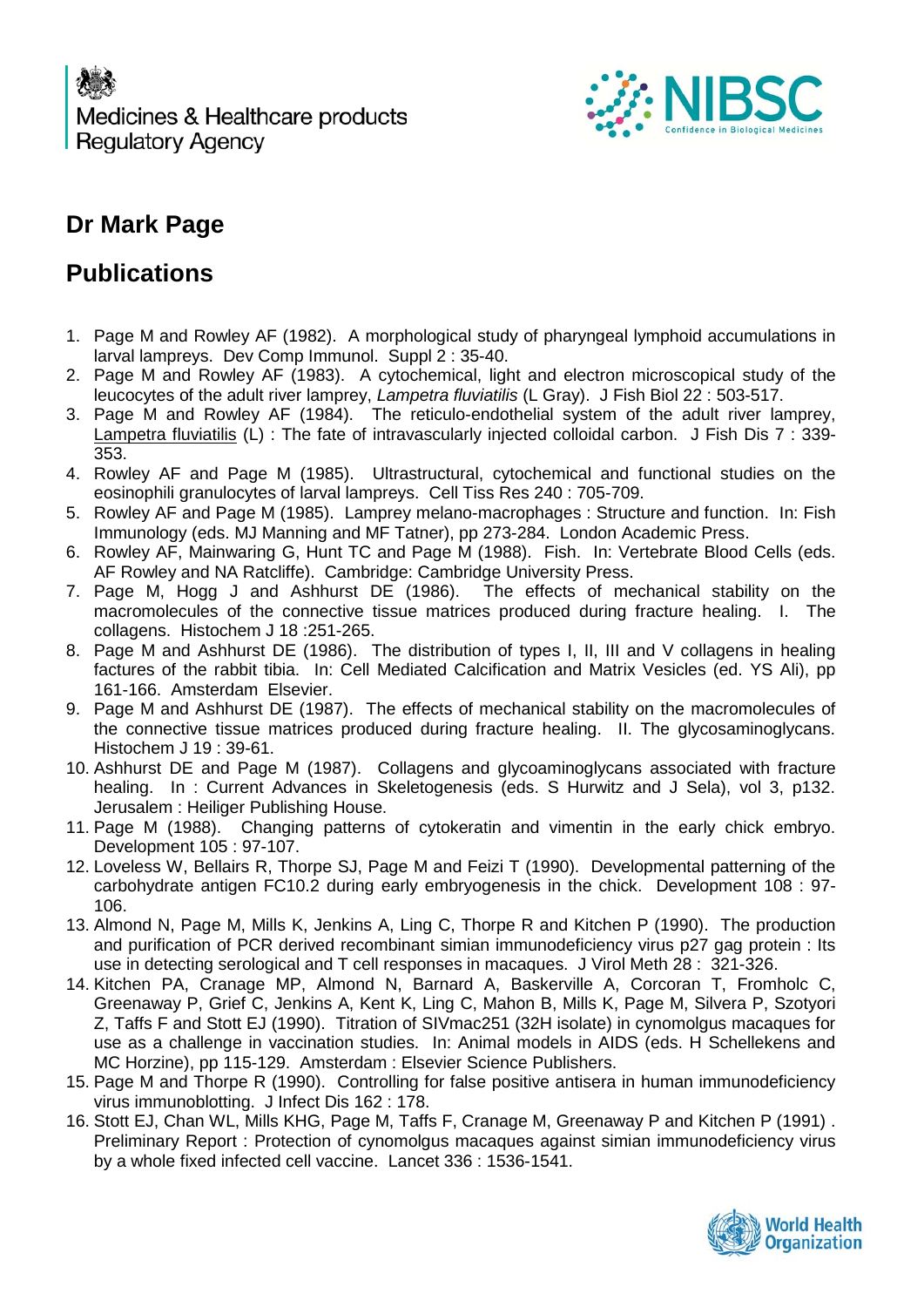Medicines & Healthcare products Regulatory Agency

NIBSC Confidence in Biological Medicines

## Dr Mark Page

## Publications

1. Page M and Rowley AF (1982). A morphological study of pharyngeal lymphoid accumulations in larval lampreys. Dev Comp Immunol. Suppl 2 : 35-40.
2. Page M and Rowley AF (1983). A cytochemical, light and electron microscopical study of the leucocytes of the adult river lamprey, *Lampetra fluviatilis* (L Gray). J Fish Biol 22 : 503-517.
3. Page M and Rowley AF (1984). The reticulo-endothelial system of the adult river lamprey, Lampetra fluviatilis (L) : The fate of intravascularly injected colloidal carbon. J Fish Dis 7 : 339-353.
4. Rowley AF and Page M (1985). Ultrastructural, cytochemical and functional studies on the eosinophili granulocytes of larval lampreys. Cell Tiss Res 240 : 705-709.
5. Rowley AF and Page M (1985). Lamprey melano-macrophages : Structure and function. In: Fish Immunology (eds. MJ Manning and MF Tatner), pp 273-284. London Academic Press.
6. Rowley AF, Mainwaring G, Hunt TC and Page M (1988). Fish. In: Vertebrate Blood Cells (eds. AF Rowley and NA Ratcliffe). Cambridge: Cambridge University Press.
7. Page M, Hogg J and Ashhurst DE (1986). The effects of mechanical stability on the macromolecules of the connective tissue matrices produced during fracture healing. I. The collagens. Histochem J 18 :251-265.
8. Page M and Ashhurst DE (1986). The distribution of types I, II, III and V collagens in healing factures of the rabbit tibia. In: Cell Mediated Calcification and Matrix Vesicles (ed. YS Ali), pp 161-166. Amsterdam Elsevier.
9. Page M and Ashhurst DE (1987). The effects of mechanical stability on the macromolecules of the connective tissue matrices produced during fracture healing. II. The glycosaminoglycans. Histochem J 19 : 39-61.
10. Ashhurst DE and Page M (1987). Collagens and glycoaminoglycans associated with fracture healing. In : Current Advances in Skeletogenesis (eds. S Hurwitz and J Sela), vol 3, p132. Jerusalem : Heiliger Publishing House.
11. Page M (1988). Changing patterns of cytokeratin and vimentin in the early chick embryo. Development 105 : 97-107.
12. Loveless W, Bellairs R, Thorpe SJ, Page M and Feizi T (1990). Developmental patterning of the carbohydrate antigen FC10.2 during early embryogenesis in the chick. Development 108 : 97-106.
13. Almond N, Page M, Mills K, Jenkins A, Ling C, Thorpe R and Kitchen P (1990). The production and purification of PCR derived recombinant simian immunodeficiency virus p27 gag protein : Its use in detecting serological and T cell responses in macaques. J Virol Meth 28 : 321-326.
14. Kitchen PA, Cranage MP, Almond N, Barnard A, Baskerville A, Corcoran T, Fromholc C, Greenaway P, Grief C, Jenkins A, Kent K, Ling C, Mahon B, Mills K, Page M, Silvera P, Szotyori Z, Taffs F and Stott EJ (1990). Titration of SIVmac251 (32H isolate) in cynomolgus macaques for use as a challenge in vaccination studies. In: Animal models in AIDS (eds. H Schellekens and MC Horzine), pp 115-129. Amsterdam : Elsevier Science Publishers.
15. Page M and Thorpe R (1990). Controlling for false positive antisera in human immunodeficiency virus immunoblotting. J Infect Dis 162 : 178.
16. Stott EJ, Chan WL, Mills KHG, Page M, Taffs F, Cranage M, Greenaway P and Kitchen P (1991) . Preliminary Report : Protection of cynomolgus macaques against simian immunodeficiency virus by a whole fixed infected cell vaccine. Lancet 336 : 1536-1541.

World Health Organization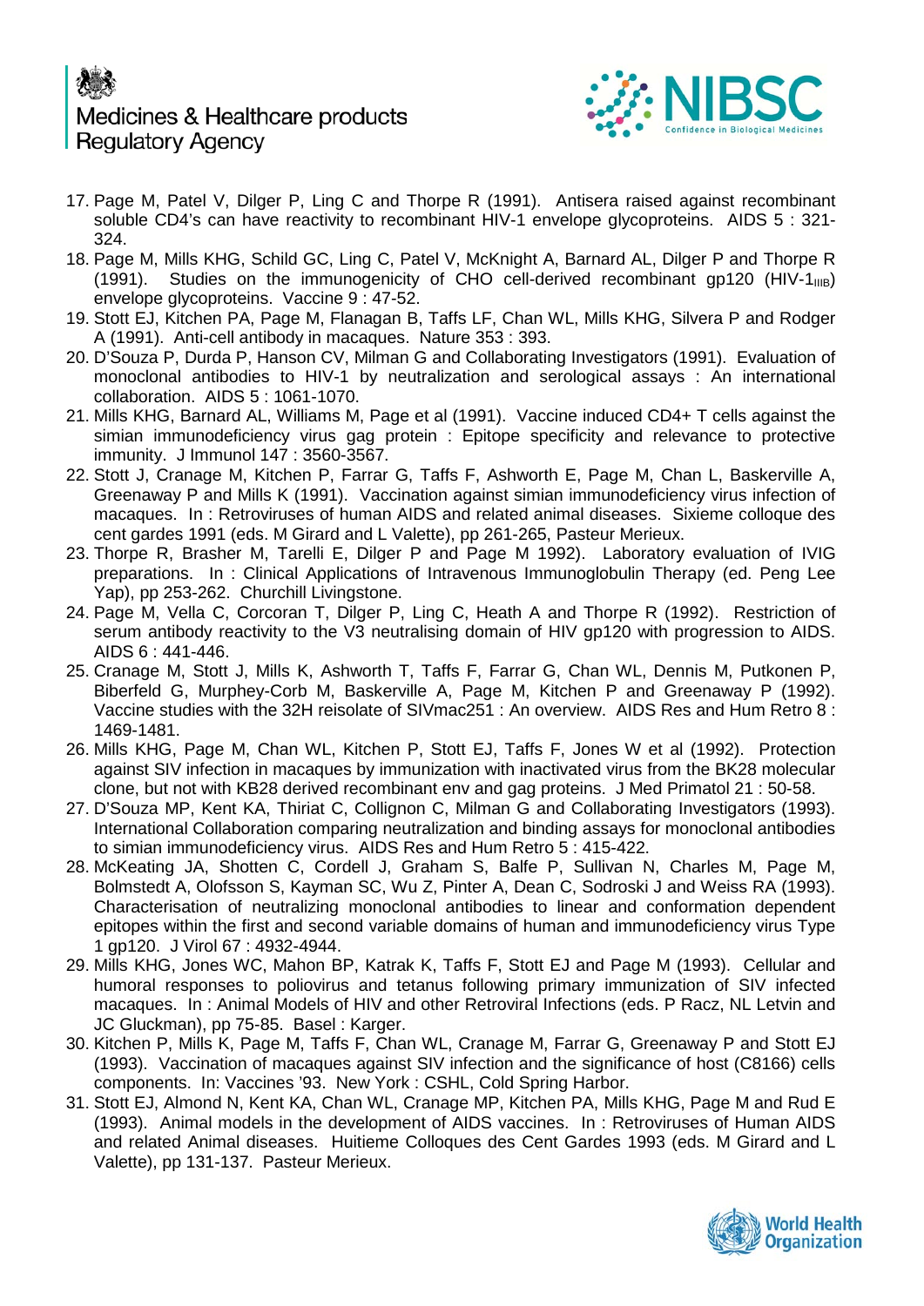17. Page M, Patel V, Dilger P, Ling C and Thorpe R (1991). Antisera raised against recombinant soluble CD4's can have reactivity to recombinant HIV-1 envelope glycoproteins. AIDS 5 : 321-324.
18. Page M, Mills KHG, Schild GC, Ling C, Patel V, McKnight A, Barnard AL, Dilger P and Thorpe R (1991). Studies on the immunogenicity of CHO cell-derived recombinant gp120 (HIV-$1_{IIIB}$) envelope glycoproteins. Vaccine 9 : 47-52.
19. Stott EJ, Kitchen PA, Page M, Flanagan B, Taffs LF, Chan WL, Mills KHG, Silvera P and Rodger A (1991). Anti-cell antibody in macaques. Nature 353 : 393.
20. D'Souza P, Durda P, Hanson CV, Milman G and Collaborating Investigators (1991). Evaluation of monoclonal antibodies to HIV-1 by neutralization and serological assays : An international collaboration. AIDS 5 : 1061-1070.
21. Mills KHG, Barnard AL, Williams M, Page et al (1991). Vaccine induced CD4+ T cells against the simian immunodeficiency virus gag protein : Epitope specificity and relevance to protective immunity. J Immunol 147 : 3560-3567.
22. Stott J, Cranage M, Kitchen P, Farrar G, Taffs F, Ashworth E, Page M, Chan L, Baskerville A, Greenaway P and Mills K (1991). Vaccination against simian immunodeficiency virus infection of macaques. In : Retroviruses of human AIDS and related animal diseases. Sixieme colloque des cent gardes 1991 (eds. M Girard and L Valette), pp 261-265, Pasteur Merieux.
23. Thorpe R, Brasher M, Tarelli E, Dilger P and Page M 1992). Laboratory evaluation of IVIG preparations. In : Clinical Applications of Intravenous Immunoglobulin Therapy (ed. Peng Lee Yap), pp 253-262. Churchill Livingstone.
24. Page M, Vella C, Corcoran T, Dilger P, Ling C, Heath A and Thorpe R (1992). Restriction of serum antibody reactivity to the V3 neutralising domain of HIV gp120 with progression to AIDS. AIDS 6 : 441-446.
25. Cranage M, Stott J, Mills K, Ashworth T, Taffs F, Farrar G, Chan WL, Dennis M, Putkonen P, Biberfeld G, Murphey-Corb M, Baskerville A, Page M, Kitchen P and Greenaway P (1992). Vaccine studies with the 32H reisolate of SIVmac251 : An overview. AIDS Res and Hum Retro 8 : 1469-1481.
26. Mills KHG, Page M, Chan WL, Kitchen P, Stott EJ, Taffs F, Jones W et al (1992). Protection against SIV infection in macaques by immunization with inactivated virus from the BK28 molecular clone, but not with KB28 derived recombinant env and gag proteins. J Med Primatol 21 : 50-58.
27. D'Souza MP, Kent KA, Thiriat C, Collignon C, Milman G and Collaborating Investigators (1993). International Collaboration comparing neutralization and binding assays for monoclonal antibodies to simian immunodeficiency virus. AIDS Res and Hum Retro 5 : 415-422.
28. McKeating JA, Shotten C, Cordell J, Graham S, Balfe P, Sullivan N, Charles M, Page M, Bolmstedt A, Olofsson S, Kayman SC, Wu Z, Pinter A, Dean C, Sodroski J and Weiss RA (1993). Characterisation of neutralizing monoclonal antibodies to linear and conformation dependent epitopes within the first and second variable domains of human and immunodeficiency virus Type 1 gp120. J Virol 67 : 4932-4944.
29. Mills KHG, Jones WC, Mahon BP, Katrak K, Taffs F, Stott EJ and Page M (1993). Cellular and humoral responses to poliovirus and tetanus following primary immunization of SIV infected macaques. In : Animal Models of HIV and other Retroviral Infections (eds. P Racz, NL Letvin and JC Gluckman), pp 75-85. Basel : Karger.
30. Kitchen P, Mills K, Page M, Taffs F, Chan WL, Cranage M, Farrar G, Greenaway P and Stott EJ (1993). Vaccination of macaques against SIV infection and the significance of host (C8166) cells components. In: Vaccines '93. New York : CSHL, Cold Spring Harbor.
31. Stott EJ, Almond N, Kent KA, Chan WL, Cranage MP, Kitchen PA, Mills KHG, Page M and Rud E (1993). Animal models in the development of AIDS vaccines. In : Retroviruses of Human AIDS and related Animal diseases. Huitieme Colloques des Cent Gardes 1993 (eds. M Girard and L Valette), pp 131-137. Pasteur Merieux.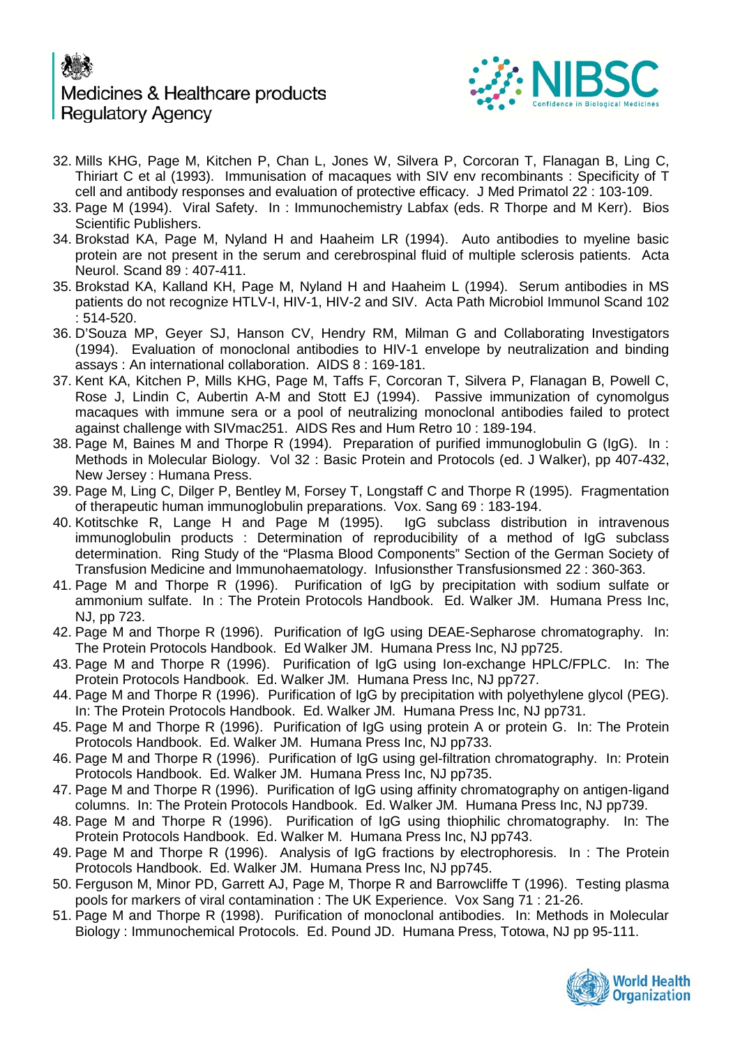32. Mills KHG, Page M, Kitchen P, Chan L, Jones W, Silvera P, Corcoran T, Flanagan B, Ling C, Thiriart C et al (1993). Immunisation of macaques with SIV env recombinants : Specificity of T cell and antibody responses and evaluation of protective efficacy. J Med Primatol 22 : 103-109.
33. Page M (1994). Viral Safety. In : Immunochemistry Labfax (eds. R Thorpe and M Kerr). Bios Scientific Publishers.
34. Brokstad KA, Page M, Nyland H and Haaheim LR (1994). Auto antibodies to myeline basic protein are not present in the serum and cerebrospinal fluid of multiple sclerosis patients. Acta Neurol. Scand 89 : 407-411.
35. Brokstad KA, Kalland KH, Page M, Nyland H and Haaheim L (1994). Serum antibodies in MS patients do not recognize HTLV-I, HIV-1, HIV-2 and SIV. Acta Path Microbiol Immunol Scand 102 : 514-520.
36. D'Souza MP, Geyer SJ, Hanson CV, Hendry RM, Milman G and Collaborating Investigators (1994). Evaluation of monoclonal antibodies to HIV-1 envelope by neutralization and binding assays : An international collaboration. AIDS 8 : 169-181.
37. Kent KA, Kitchen P, Mills KHG, Page M, Taffs F, Corcoran T, Silvera P, Flanagan B, Powell C, Rose J, Lindin C, Aubertin A-M and Stott EJ (1994). Passive immunization of cynomolgus macaques with immune sera or a pool of neutralizing monoclonal antibodies failed to protect against challenge with SIVmac251. AIDS Res and Hum Retro 10 : 189-194.
38. Page M, Baines M and Thorpe R (1994). Preparation of purified immunoglobulin G (IgG). In : Methods in Molecular Biology. Vol 32 : Basic Protein and Protocols (ed. J Walker), pp 407-432, New Jersey : Humana Press.
39. Page M, Ling C, Dilger P, Bentley M, Forsey T, Longstaff C and Thorpe R (1995). Fragmentation of therapeutic human immunoglobulin preparations. Vox. Sang 69 : 183-194.
40. Kotitschke R, Lange H and Page M (1995). IgG subclass distribution in intravenous immunoglobulin products : Determination of reproducibility of a method of IgG subclass determination. Ring Study of the "Plasma Blood Components" Section of the German Society of Transfusion Medicine and Immunohaematology. Infusionsther Transfusionsmed 22 : 360-363.
41. Page M and Thorpe R (1996). Purification of IgG by precipitation with sodium sulfate or ammonium sulfate. In : The Protein Protocols Handbook. Ed. Walker JM. Humana Press Inc, NJ, pp 723.
42. Page M and Thorpe R (1996). Purification of IgG using DEAE-Sepharose chromatography. In: The Protein Protocols Handbook. Ed Walker JM. Humana Press Inc, NJ pp725.
43. Page M and Thorpe R (1996). Purification of IgG using Ion-exchange HPLC/FPLC. In: The Protein Protocols Handbook. Ed. Walker JM. Humana Press Inc, NJ pp727.
44. Page M and Thorpe R (1996). Purification of IgG by precipitation with polyethylene glycol (PEG). In: The Protein Protocols Handbook. Ed. Walker JM. Humana Press Inc, NJ pp731.
45. Page M and Thorpe R (1996). Purification of IgG using protein A or protein G. In: The Protein Protocols Handbook. Ed. Walker JM. Humana Press Inc, NJ pp733.
46. Page M and Thorpe R (1996). Purification of IgG using gel-filtration chromatography. In: Protein Protocols Handbook. Ed. Walker JM. Humana Press Inc, NJ pp735.
47. Page M and Thorpe R (1996). Purification of IgG using affinity chromatography on antigen-ligand columns. In: The Protein Protocols Handbook. Ed. Walker JM. Humana Press Inc, NJ pp739.
48. Page M and Thorpe R (1996). Purification of IgG using thiophilic chromatography. In: The Protein Protocols Handbook. Ed. Walker M. Humana Press Inc, NJ pp743.
49. Page M and Thorpe R (1996). Analysis of IgG fractions by electrophoresis. In : The Protein Protocols Handbook. Ed. Walker JM. Humana Press Inc, NJ pp745.
50. Ferguson M, Minor PD, Garrett AJ, Page M, Thorpe R and Barrowcliffe T (1996). Testing plasma pools for markers of viral contamination : The UK Experience. Vox Sang 71 : 21-26.
51. Page M and Thorpe R (1998). Purification of monoclonal antibodies. In: Methods in Molecular Biology : Immunochemical Protocols. Ed. Pound JD. Humana Press, Totowa, NJ pp 95-111.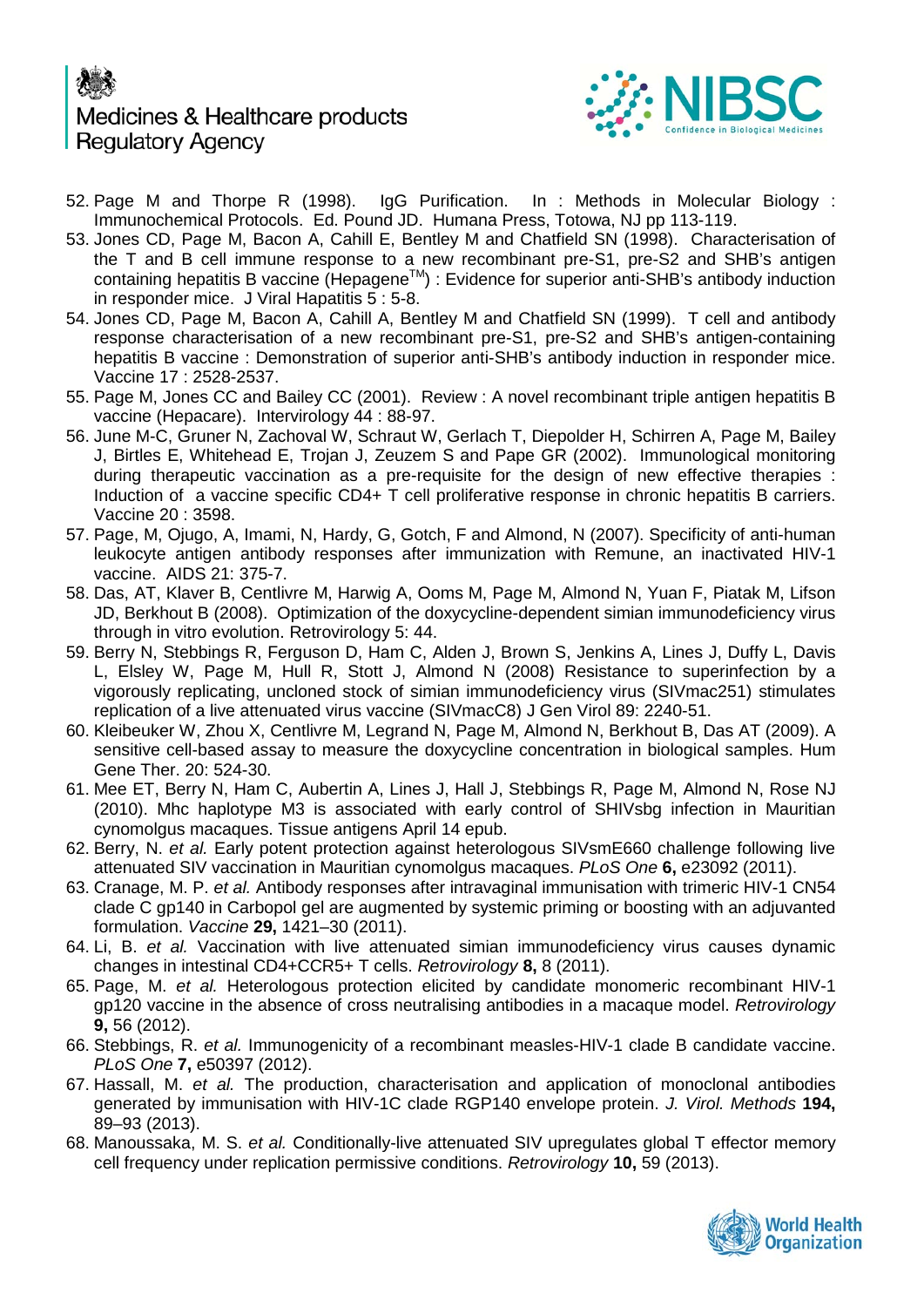52. Page M and Thorpe R (1998). IgG Purification. In : Methods in Molecular Biology : Immunochemical Protocols. Ed. Pound JD. Humana Press, Totowa, NJ pp 113-119.
53. Jones CD, Page M, Bacon A, Cahill E, Bentley M and Chatfield SN (1998). Characterisation of the T and B cell immune response to a new recombinant pre-S1, pre-S2 and SHB's antigen containing hepatitis B vaccine (Hepagene$^{TM}$) : Evidence for superior anti-SHB's antibody induction in responder mice. J Viral Hapatitis 5 : 5-8.
54. Jones CD, Page M, Bacon A, Cahill A, Bentley M and Chatfield SN (1999). T cell and antibody response characterisation of a new recombinant pre-S1, pre-S2 and SHB's antigen-containing hepatitis B vaccine : Demonstration of superior anti-SHB's antibody induction in responder mice. Vaccine 17 : 2528-2537.
55. Page M, Jones CC and Bailey CC (2001). Review : A novel recombinant triple antigen hepatitis B vaccine (Hepacare). Intervirology 44 : 88-97.
56. June M-C, Gruner N, Zachoval W, Schraut W, Gerlach T, Diepolder H, Schirren A, Page M, Bailey J, Birtles E, Whitehead E, Trojan J, Zeuzem S and Pape GR (2002). Immunological monitoring during therapeutic vaccination as a pre-requisite for the design of new effective therapies : Induction of a vaccine specific CD4+ T cell proliferative response in chronic hepatitis B carriers. Vaccine 20 : 3598.
57. Page, M, Ojugo, A, Imami, N, Hardy, G, Gotch, F and Almond, N (2007). Specificity of anti-human leukocyte antigen antibody responses after immunization with Remune, an inactivated HIV-1 vaccine. AIDS 21: 375-7.
58. Das, AT, Klaver B, Centlivre M, Harwig A, Ooms M, Page M, Almond N, Yuan F, Piatak M, Lifson JD, Berkhout B (2008). Optimization of the doxycycline-dependent simian immunodeficiency virus through in vitro evolution. Retrovirology 5: 44.
59. Berry N, Stebbings R, Ferguson D, Ham C, Alden J, Brown S, Jenkins A, Lines J, Duffy L, Davis L, Elsley W, Page M, Hull R, Stott J, Almond N (2008) Resistance to superinfection by a vigorously replicating, uncloned stock of simian immunodeficiency virus (SIVmac251) stimulates replication of a live attenuated virus vaccine (SIVmacC8) J Gen Virol 89: 2240-51.
60. Kleibeuker W, Zhou X, Centlivre M, Legrand N, Page M, Almond N, Berkhout B, Das AT (2009). A sensitive cell-based assay to measure the doxycycline concentration in biological samples. Hum Gene Ther. 20: 524-30.
61. Mee ET, Berry N, Ham C, Aubertin A, Lines J, Hall J, Stebbings R, Page M, Almond N, Rose NJ (2010). Mhc haplotype M3 is associated with early control of SHIVsbg infection in Mauritian cynomolgus macaques. Tissue antigens April 14 epub.
62. Berry, N. *et al.* Early potent protection against heterologous SIVsmE660 challenge following live attenuated SIV vaccination in Mauritian cynomolgus macaques. *PLoS One* **6,** e23092 (2011).
63. Cranage, M. P. *et al.* Antibody responses after intravaginal immunisation with trimeric HIV-1 CN54 clade C gp140 in Carbopol gel are augmented by systemic priming or boosting with an adjuvanted formulation. *Vaccine* **29,** 1421–30 (2011).
64. Li, B. *et al.* Vaccination with live attenuated simian immunodeficiency virus causes dynamic changes in intestinal CD4+CCR5+ T cells. *Retrovirology* **8,** 8 (2011).
65. Page, M. *et al.* Heterologous protection elicited by candidate monomeric recombinant HIV-1 gp120 vaccine in the absence of cross neutralising antibodies in a macaque model. *Retrovirology* **9,** 56 (2012).
66. Stebbings, R. *et al.* Immunogenicity of a recombinant measles-HIV-1 clade B candidate vaccine. *PLoS One* **7,** e50397 (2012).
67. Hassall, M. *et al.* The production, characterisation and application of monoclonal antibodies generated by immunisation with HIV-1C clade RGP140 envelope protein. *J. Virol. Methods* **194,** 89–93 (2013).
68. Manoussaka, M. S. *et al.* Conditionally-live attenuated SIV upregulates global T effector memory cell frequency under replication permissive conditions. *Retrovirology* **10,** 59 (2013).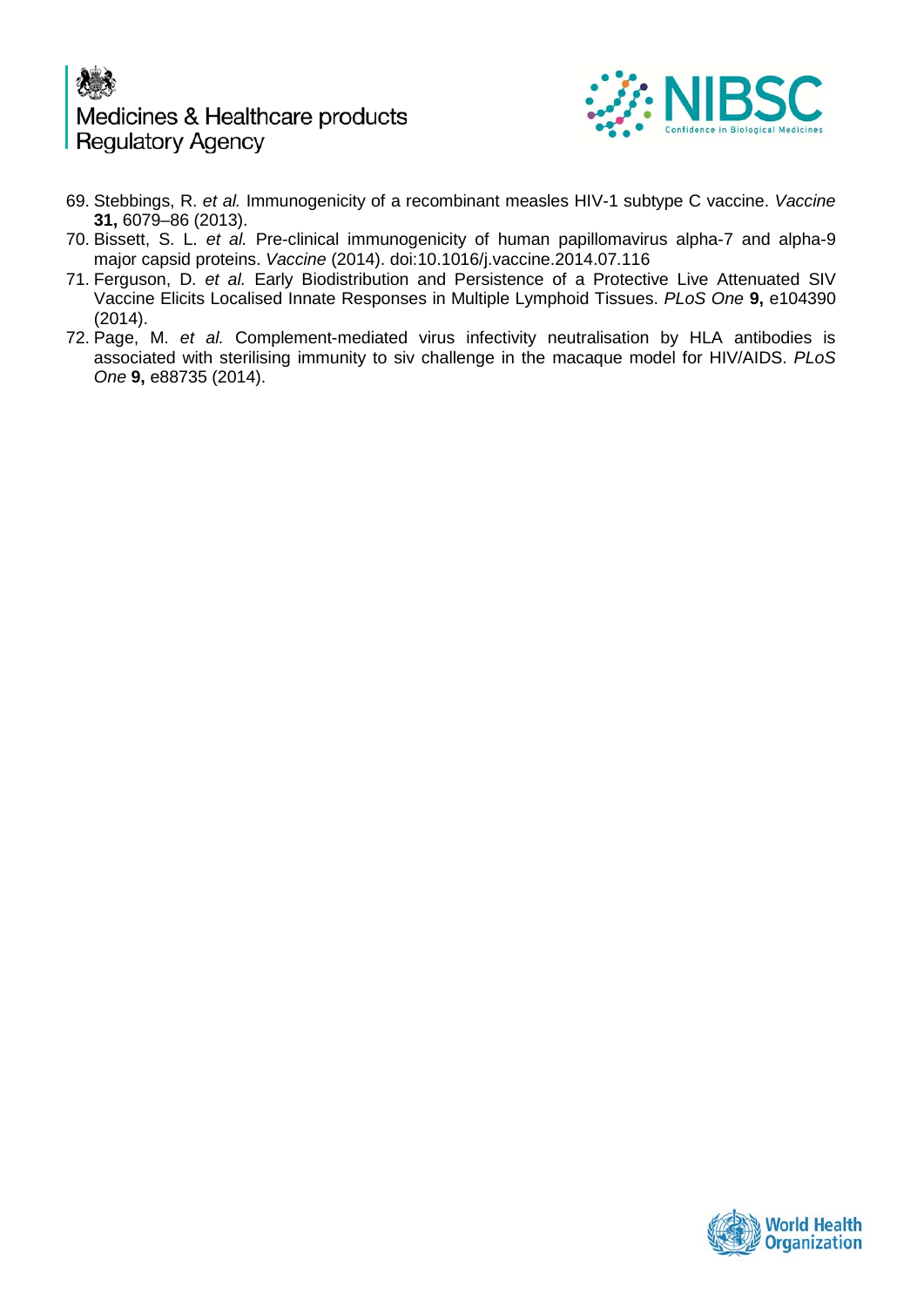69. Stebbings, R. *et al.* Immunogenicity of a recombinant measles HIV-1 subtype C vaccine. *Vaccine* **31,** 6079–86 (2013).
70. Bissett, S. L. *et al.* Pre-clinical immunogenicity of human papillomavirus alpha-7 and alpha-9 major capsid proteins. *Vaccine* (2014). doi:10.1016/j.vaccine.2014.07.116
71. Ferguson, D. *et al.* Early Biodistribution and Persistence of a Protective Live Attenuated SIV Vaccine Elicits Localised Innate Responses in Multiple Lymphoid Tissues. *PLoS One* **9,** e104390 (2014).
72. Page, M. *et al.* Complement-mediated virus infectivity neutralisation by HLA antibodies is associated with sterilising immunity to siv challenge in the macaque model for HIV/AIDS. *PLoS One* **9,** e88735 (2014).